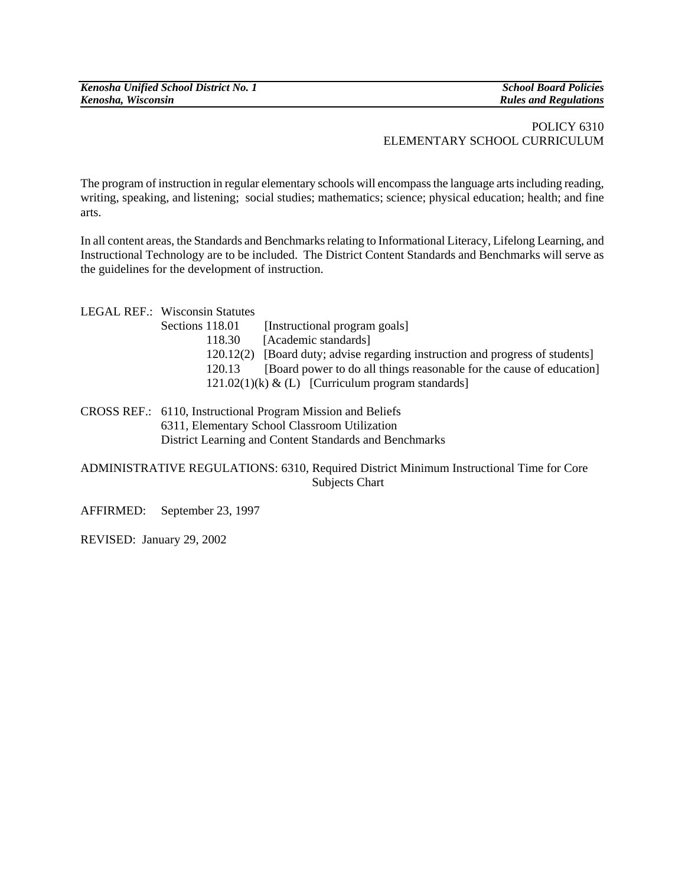POLICY 6310
ELEMENTARY SCHOOL CURRICULUM

The program of instruction in regular elementary schools will encompass the language arts including reading, writing, speaking, and listening; social studies; mathematics; science; physical education; health; and fine arts.

In all content areas, the Standards and Benchmarks relating to Informational Literacy, Lifelong Learning, and Instructional Technology are to be included. The District Content Standards and Benchmarks will serve as the guidelines for the development of instruction.

LEGAL REF.: Wisconsin Statutes
Sections 118.01 [Instructional program goals]
118.30 [Academic standards]
120.12(2) [Board duty; advise regarding instruction and progress of students]
120.13 [Board power to do all things reasonable for the cause of education]
121.02(1)(k) & (L) [Curriculum program standards]

CROSS REF.: 6110, Instructional Program Mission and Beliefs
6311, Elementary School Classroom Utilization
District Learning and Content Standards and Benchmarks

ADMINISTRATIVE REGULATIONS: 6310, Required District Minimum Instructional Time for Core Subjects Chart

AFFIRMED: September 23, 1997

REVISED: January 29, 2002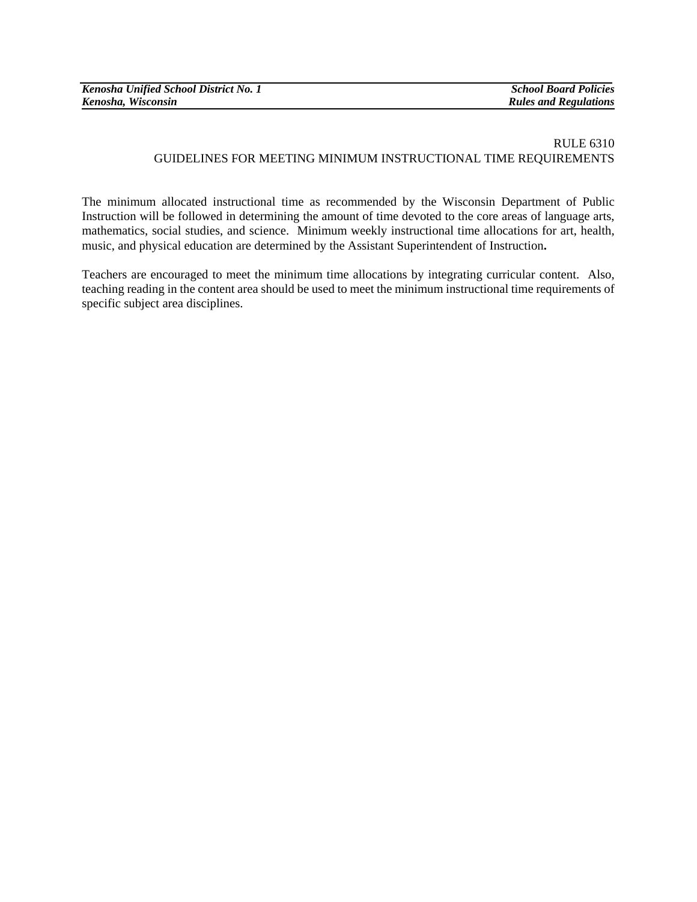RULE 6310
GUIDELINES FOR MEETING MINIMUM INSTRUCTIONAL TIME REQUIREMENTS

The minimum allocated instructional time as recommended by the Wisconsin Department of Public Instruction will be followed in determining the amount of time devoted to the core areas of language arts, mathematics, social studies, and science. Minimum weekly instructional time allocations for art, health, music, and physical education are determined by the Assistant Superintendent of Instruction**.**

Teachers are encouraged to meet the minimum time allocations by integrating curricular content. Also, teaching reading in the content area should be used to meet the minimum instructional time requirements of specific subject area disciplines.